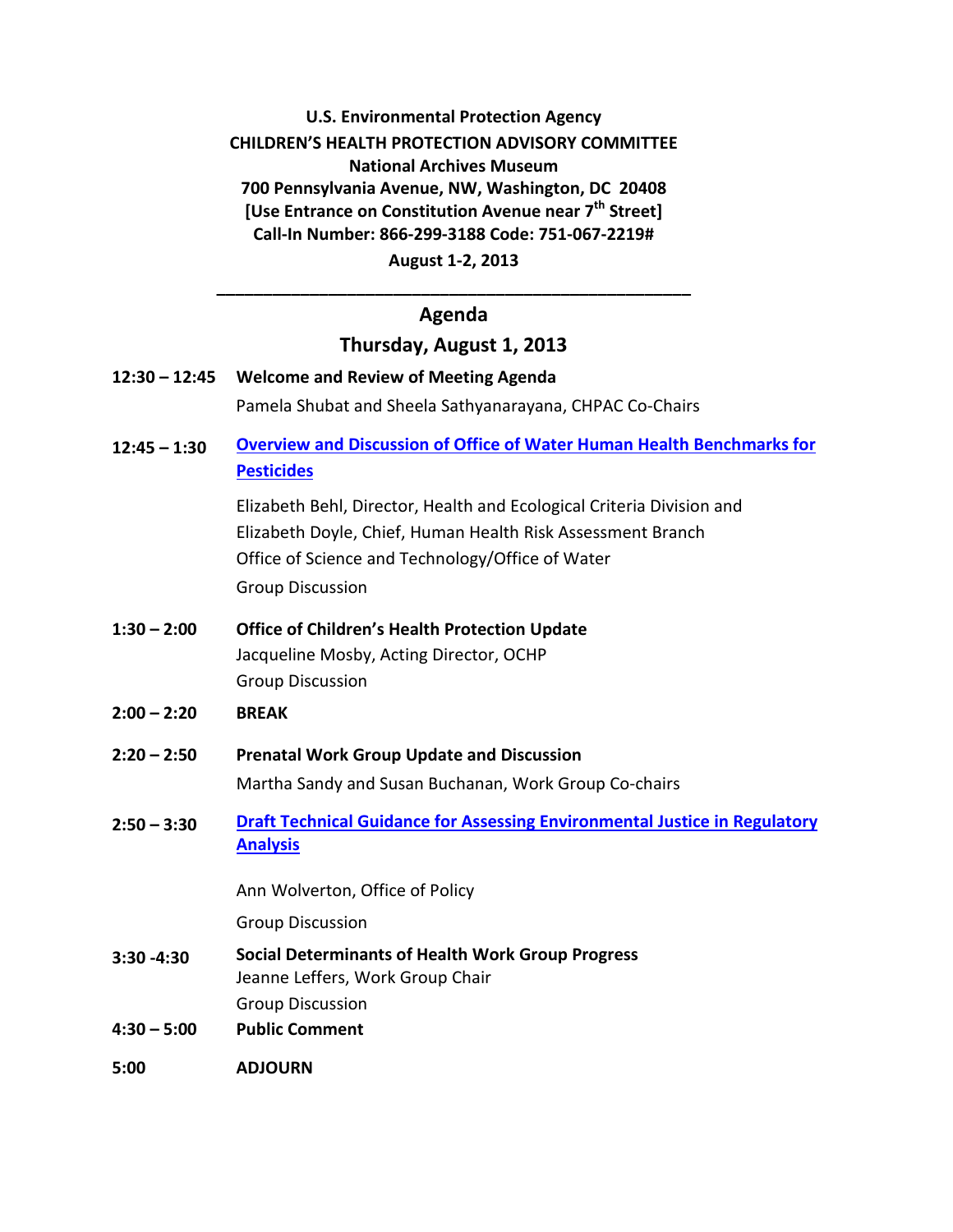**U.S. Environmental Protection Agency**
**CHILDREN'S HEALTH PROTECTION ADVISORY COMMITTEE**
**National Archives Museum**
**700 Pennsylvania Avenue, NW, Washington, DC 20408**
**[Use Entrance on Constitution Avenue near 7th Street]**
**Call-In Number: 866-299-3188 Code: 751-067-2219#**
**August 1-2, 2013**

---

## Agenda

### Thursday, August 1, 2013

**12:30 – 12:45** **Welcome and Review of Meeting Agenda**
Pamela Shubat and Sheela Sathyanarayana, CHPAC Co-Chairs

**12:45 – 1:30** **Overview and Discussion of Office of Water Human Health Benchmarks for Pesticides**
Elizabeth Behl, Director, Health and Ecological Criteria Division and
Elizabeth Doyle, Chief, Human Health Risk Assessment Branch
Office of Science and Technology/Office of Water
Group Discussion

**1:30 – 2:00** **Office of Children's Health Protection Update**
Jacqueline Mosby, Acting Director, OCHP
Group Discussion

**2:00 – 2:20** **BREAK**

**2:20 – 2:50** **Prenatal Work Group Update and Discussion**
Martha Sandy and Susan Buchanan, Work Group Co-chairs

**2:50 – 3:30** **Draft Technical Guidance for Assessing Environmental Justice in Regulatory Analysis**
Ann Wolverton, Office of Policy
Group Discussion

**3:30 -4:30** **Social Determinants of Health Work Group Progress**
Jeanne Leffers, Work Group Chair
Group Discussion

**4:30 – 5:00** **Public Comment**

**5:00** **ADJOURN**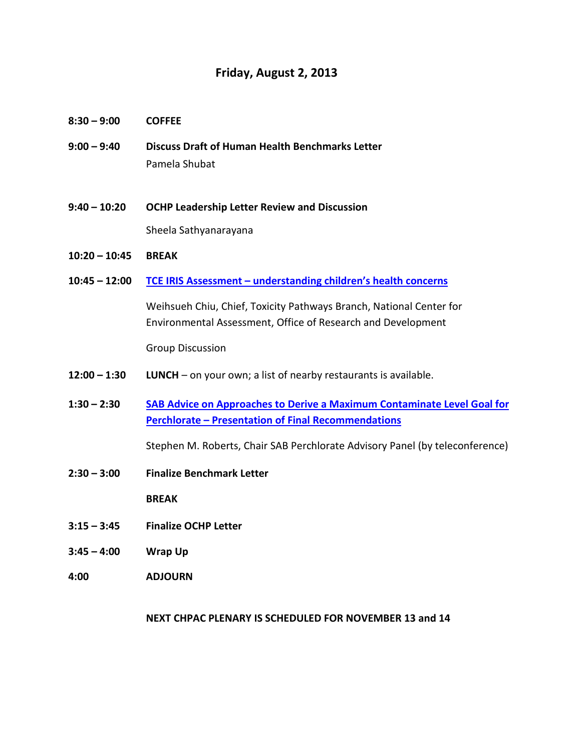## Friday, August 2, 2013

**8:30 – 9:00** **COFFEE**

**9:00 – 9:40** **Discuss Draft of Human Health Benchmarks Letter**
Pamela Shubat

**9:40 – 10:20** **OCHP Leadership Letter Review and Discussion**

Sheela Sathyanarayana

**10:20 – 10:45** **BREAK**

**10:45 – 12:00** **TCE IRIS Assessment – understanding children's health concerns**

Weihsueh Chiu, Chief, Toxicity Pathways Branch, National Center for Environmental Assessment, Office of Research and Development

Group Discussion

**12:00 – 1:30** **LUNCH** – on your own; a list of nearby restaurants is available.

**1:30 – 2:30** **SAB Advice on Approaches to Derive a Maximum Contaminate Level Goal for Perchlorate – Presentation of Final Recommendations**

Stephen M. Roberts, Chair SAB Perchlorate Advisory Panel (by teleconference)

**2:30 – 3:00** **Finalize Benchmark Letter**

**BREAK**

**3:15 – 3:45** **Finalize OCHP Letter**

**3:45 – 4:00** **Wrap Up**

**4:00** **ADJOURN**

**NEXT CHPAC PLENARY IS SCHEDULED FOR NOVEMBER 13 and 14**